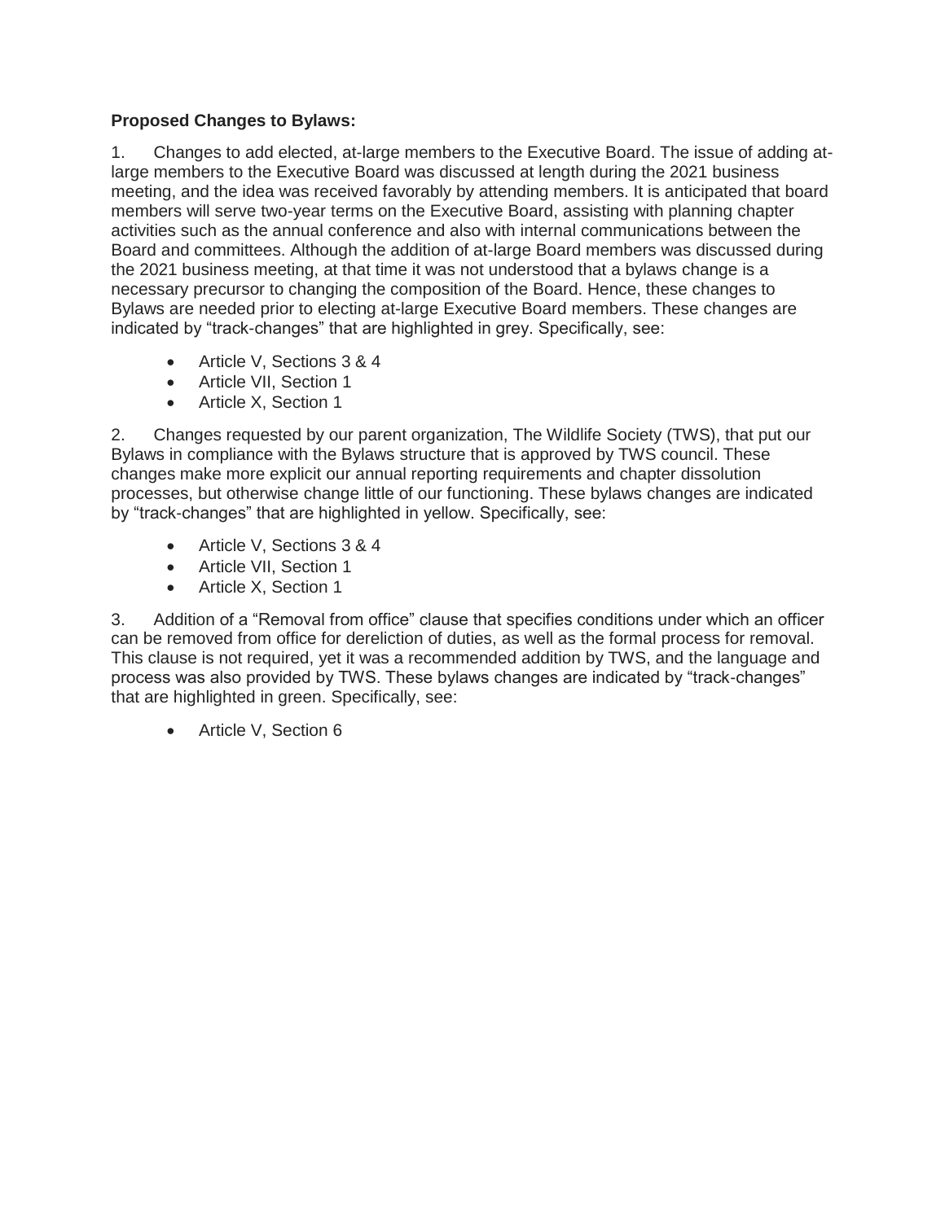**Proposed Changes to Bylaws:**

1. Changes to add elected, at-large members to the Executive Board. The issue of adding at-large members to the Executive Board was discussed at length during the 2021 business meeting, and the idea was received favorably by attending members. It is anticipated that board members will serve two-year terms on the Executive Board, assisting with planning chapter activities such as the annual conference and also with internal communications between the Board and committees. Although the addition of at-large Board members was discussed during the 2021 business meeting, at that time it was not understood that a bylaws change is a necessary precursor to changing the composition of the Board. Hence, these changes to Bylaws are needed prior to electing at-large Executive Board members. These changes are indicated by "track-changes" that are highlighted in grey. Specifically, see:

   - Article V, Sections 3 & 4
   - Article VII, Section 1
   - Article X, Section 1

2. Changes requested by our parent organization, The Wildlife Society (TWS), that put our Bylaws in compliance with the Bylaws structure that is approved by TWS council. These changes make more explicit our annual reporting requirements and chapter dissolution processes, but otherwise change little of our functioning. These bylaws changes are indicated by "track-changes" that are highlighted in yellow. Specifically, see:

   - Article V, Sections 3 & 4
   - Article VII, Section 1
   - Article X, Section 1

3. Addition of a "Removal from office" clause that specifies conditions under which an officer can be removed from office for dereliction of duties, as well as the formal process for removal. This clause is not required, yet it was a recommended addition by TWS, and the language and process was also provided by TWS. These bylaws changes are indicated by "track-changes" that are highlighted in green. Specifically, see:

   - Article V, Section 6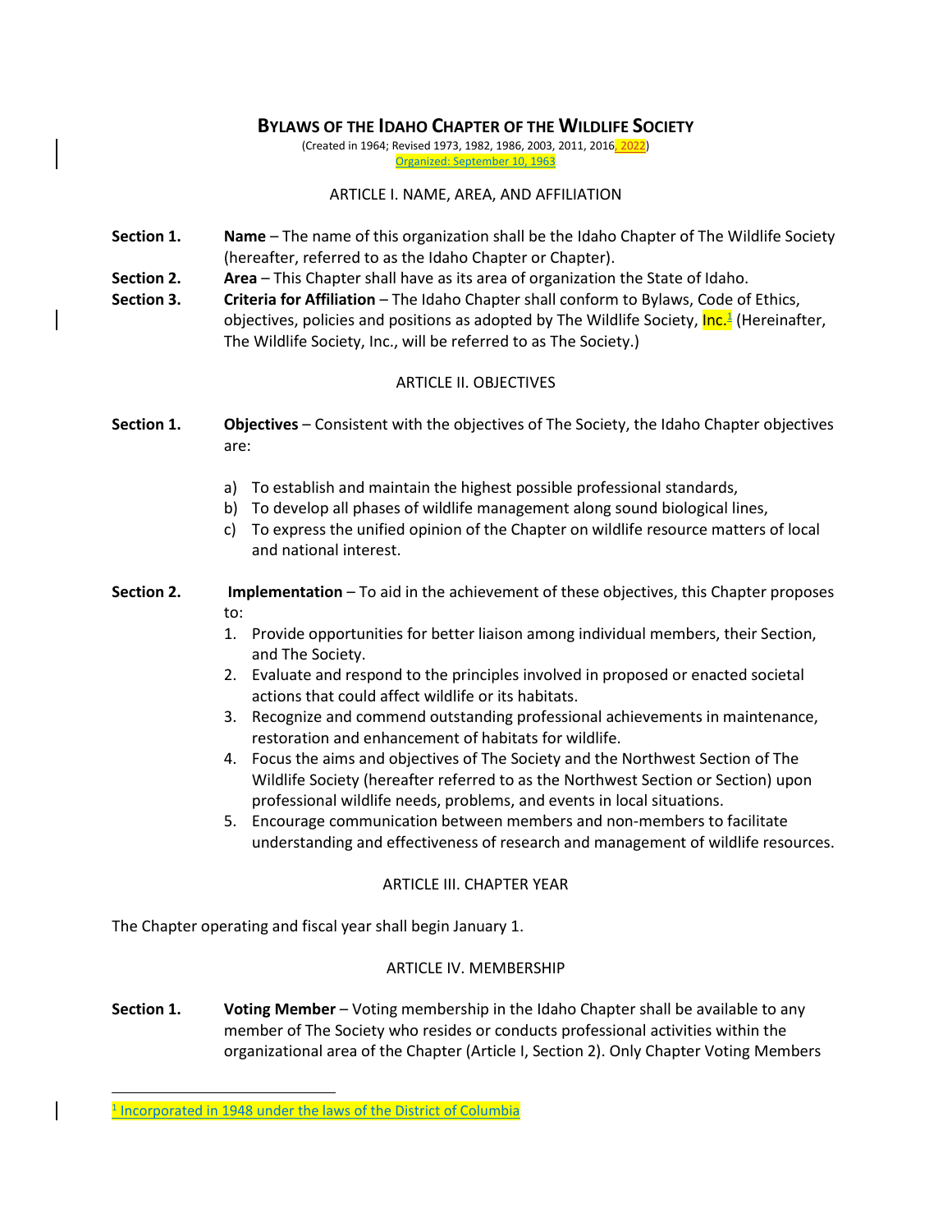# BYLAWS OF THE IDAHO CHAPTER OF THE WILDLIFE SOCIETY

(Created in 1964; Revised 1973, 1982, 1986, 2003, 2011, 2016, 2022)

Organized: September 10, 1963

## ARTICLE I. NAME, AREA, AND AFFILIATION

**Section 1.** **Name** – The name of this organization shall be the Idaho Chapter of The Wildlife Society (hereafter, referred to as the Idaho Chapter or Chapter).

**Section 2.** **Area** – This Chapter shall have as its area of organization the State of Idaho.

**Section 3.** **Criteria for Affiliation** – The Idaho Chapter shall conform to Bylaws, Code of Ethics, objectives, policies and positions as adopted by The Wildlife Society, Inc.[1] (Hereinafter, The Wildlife Society, Inc., will be referred to as The Society.)

## ARTICLE II. OBJECTIVES

**Section 1.** **Objectives** – Consistent with the objectives of The Society, the Idaho Chapter objectives are:

a) To establish and maintain the highest possible professional standards,
b) To develop all phases of wildlife management along sound biological lines,
c) To express the unified opinion of the Chapter on wildlife resource matters of local and national interest.

**Section 2.** **Implementation** – To aid in the achievement of these objectives, this Chapter proposes to:

1. Provide opportunities for better liaison among individual members, their Section, and The Society.
2. Evaluate and respond to the principles involved in proposed or enacted societal actions that could affect wildlife or its habitats.
3. Recognize and commend outstanding professional achievements in maintenance, restoration and enhancement of habitats for wildlife.
4. Focus the aims and objectives of The Society and the Northwest Section of The Wildlife Society (hereafter referred to as the Northwest Section or Section) upon professional wildlife needs, problems, and events in local situations.
5. Encourage communication between members and non-members to facilitate understanding and effectiveness of research and management of wildlife resources.

## ARTICLE III. CHAPTER YEAR

The Chapter operating and fiscal year shall begin January 1.

## ARTICLE IV. MEMBERSHIP

**Section 1.** **Voting Member** – Voting membership in the Idaho Chapter shall be available to any member of The Society who resides or conducts professional activities within the organizational area of the Chapter (Article I, Section 2). Only Chapter Voting Members

[1] Incorporated in 1948 under the laws of the District of Columbia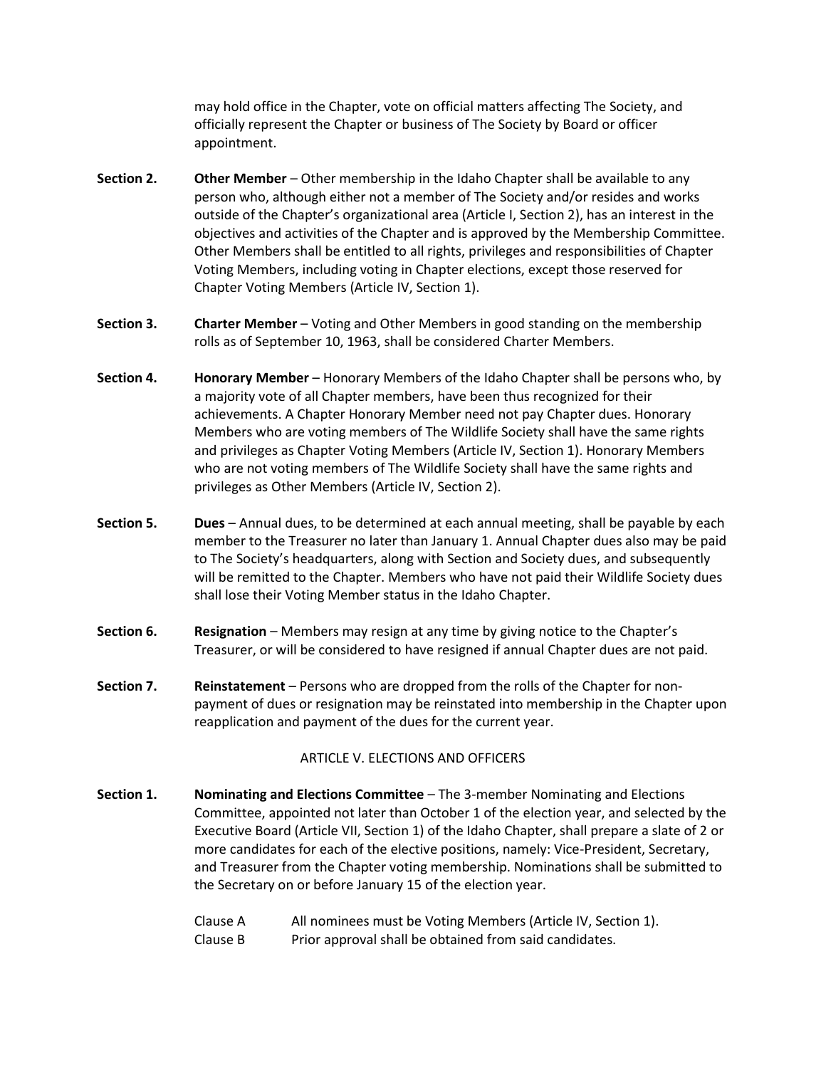may hold office in the Chapter, vote on official matters affecting The Society, and officially represent the Chapter or business of The Society by Board or officer appointment.

**Section 2.** **Other Member** – Other membership in the Idaho Chapter shall be available to any person who, although either not a member of The Society and/or resides and works outside of the Chapter's organizational area (Article I, Section 2), has an interest in the objectives and activities of the Chapter and is approved by the Membership Committee. Other Members shall be entitled to all rights, privileges and responsibilities of Chapter Voting Members, including voting in Chapter elections, except those reserved for Chapter Voting Members (Article IV, Section 1).

**Section 3.** **Charter Member** – Voting and Other Members in good standing on the membership rolls as of September 10, 1963, shall be considered Charter Members.

**Section 4.** **Honorary Member** – Honorary Members of the Idaho Chapter shall be persons who, by a majority vote of all Chapter members, have been thus recognized for their achievements. A Chapter Honorary Member need not pay Chapter dues. Honorary Members who are voting members of The Wildlife Society shall have the same rights and privileges as Chapter Voting Members (Article IV, Section 1). Honorary Members who are not voting members of The Wildlife Society shall have the same rights and privileges as Other Members (Article IV, Section 2).

**Section 5.** **Dues** – Annual dues, to be determined at each annual meeting, shall be payable by each member to the Treasurer no later than January 1. Annual Chapter dues also may be paid to The Society's headquarters, along with Section and Society dues, and subsequently will be remitted to the Chapter. Members who have not paid their Wildlife Society dues shall lose their Voting Member status in the Idaho Chapter.

**Section 6.** **Resignation** – Members may resign at any time by giving notice to the Chapter's Treasurer, or will be considered to have resigned if annual Chapter dues are not paid.

**Section 7.** **Reinstatement** – Persons who are dropped from the rolls of the Chapter for non-payment of dues or resignation may be reinstated into membership in the Chapter upon reapplication and payment of the dues for the current year.

## ARTICLE V. ELECTIONS AND OFFICERS

**Section 1.** **Nominating and Elections Committee** – The 3-member Nominating and Elections Committee, appointed not later than October 1 of the election year, and selected by the Executive Board (Article VII, Section 1) of the Idaho Chapter, shall prepare a slate of 2 or more candidates for each of the elective positions, namely: Vice-President, Secretary, and Treasurer from the Chapter voting membership. Nominations shall be submitted to the Secretary on or before January 15 of the election year.

Clause A All nominees must be Voting Members (Article IV, Section 1).

Clause B Prior approval shall be obtained from said candidates.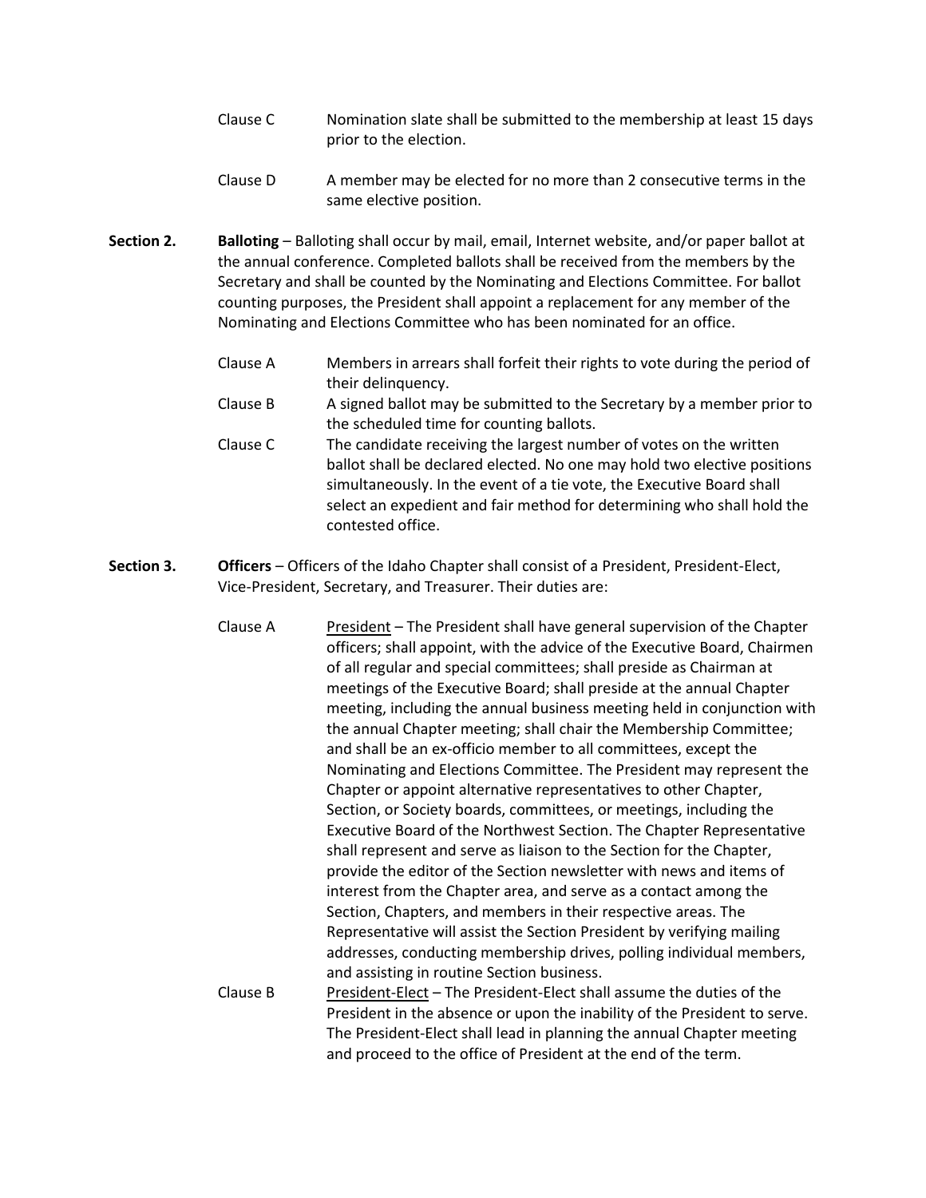Clause C Nomination slate shall be submitted to the membership at least 15 days prior to the election.

Clause D A member may be elected for no more than 2 consecutive terms in the same elective position.

**Section 2.** **Balloting** – Balloting shall occur by mail, email, Internet website, and/or paper ballot at the annual conference. Completed ballots shall be received from the members by the Secretary and shall be counted by the Nominating and Elections Committee. For ballot counting purposes, the President shall appoint a replacement for any member of the Nominating and Elections Committee who has been nominated for an office.

Clause A Members in arrears shall forfeit their rights to vote during the period of their delinquency.

Clause B A signed ballot may be submitted to the Secretary by a member prior to the scheduled time for counting ballots.

Clause C The candidate receiving the largest number of votes on the written ballot shall be declared elected. No one may hold two elective positions simultaneously. In the event of a tie vote, the Executive Board shall select an expedient and fair method for determining who shall hold the contested office.

**Section 3.** **Officers** – Officers of the Idaho Chapter shall consist of a President, President-Elect, Vice-President, Secretary, and Treasurer. Their duties are:

Clause A President – The President shall have general supervision of the Chapter officers; shall appoint, with the advice of the Executive Board, Chairmen of all regular and special committees; shall preside as Chairman at meetings of the Executive Board; shall preside at the annual Chapter meeting, including the annual business meeting held in conjunction with the annual Chapter meeting; shall chair the Membership Committee; and shall be an ex-officio member to all committees, except the Nominating and Elections Committee. The President may represent the Chapter or appoint alternative representatives to other Chapter, Section, or Society boards, committees, or meetings, including the Executive Board of the Northwest Section. The Chapter Representative shall represent and serve as liaison to the Section for the Chapter, provide the editor of the Section newsletter with news and items of interest from the Chapter area, and serve as a contact among the Section, Chapters, and members in their respective areas. The Representative will assist the Section President by verifying mailing addresses, conducting membership drives, polling individual members, and assisting in routine Section business.

Clause B President-Elect – The President-Elect shall assume the duties of the President in the absence or upon the inability of the President to serve. The President-Elect shall lead in planning the annual Chapter meeting and proceed to the office of President at the end of the term.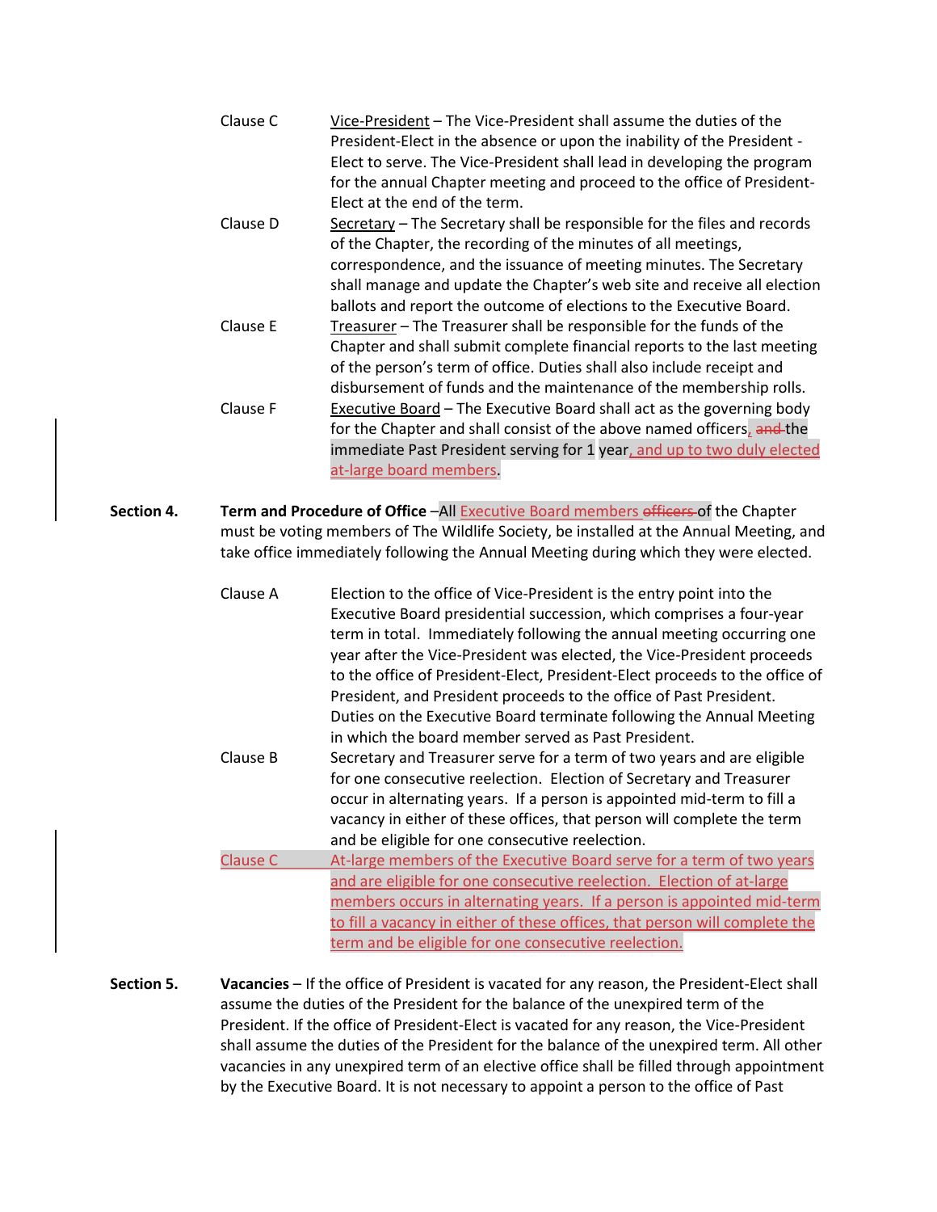Clause C Vice-President – The Vice-President shall assume the duties of the President-Elect in the absence or upon the inability of the President - Elect to serve. The Vice-President shall lead in developing the program for the annual Chapter meeting and proceed to the office of President-Elect at the end of the term.

Clause D Secretary – The Secretary shall be responsible for the files and records of the Chapter, the recording of the minutes of all meetings, correspondence, and the issuance of meeting minutes. The Secretary shall manage and update the Chapter's web site and receive all election ballots and report the outcome of elections to the Executive Board.

Clause E Treasurer – The Treasurer shall be responsible for the funds of the Chapter and shall submit complete financial reports to the last meeting of the person's term of office. Duties shall also include receipt and disbursement of funds and the maintenance of the membership rolls.

Clause F Executive Board – The Executive Board shall act as the governing body for the Chapter and shall consist of the above named officers, ~~and~~ the immediate Past President serving for 1 year, and up to two duly elected at-large board members.

**Section 4. Term and Procedure of Office** –All Executive Board members ~~officers~~ of the Chapter must be voting members of The Wildlife Society, be installed at the Annual Meeting, and take office immediately following the Annual Meeting during which they were elected.

Clause A Election to the office of Vice-President is the entry point into the Executive Board presidential succession, which comprises a four-year term in total. Immediately following the annual meeting occurring one year after the Vice-President was elected, the Vice-President proceeds to the office of President-Elect, President-Elect proceeds to the office of President, and President proceeds to the office of Past President. Duties on the Executive Board terminate following the Annual Meeting in which the board member served as Past President.

Clause B Secretary and Treasurer serve for a term of two years and are eligible for one consecutive reelection. Election of Secretary and Treasurer occur in alternating years. If a person is appointed mid-term to fill a vacancy in either of these offices, that person will complete the term and be eligible for one consecutive reelection.

Clause C At-large members of the Executive Board serve for a term of two years and are eligible for one consecutive reelection. Election of at-large members occurs in alternating years. If a person is appointed mid-term to fill a vacancy in either of these offices, that person will complete the term and be eligible for one consecutive reelection.

**Section 5. Vacancies** – If the office of President is vacated for any reason, the President-Elect shall assume the duties of the President for the balance of the unexpired term of the President. If the office of President-Elect is vacated for any reason, the Vice-President shall assume the duties of the President for the balance of the unexpired term. All other vacancies in any unexpired term of an elective office shall be filled through appointment by the Executive Board. It is not necessary to appoint a person to the office of Past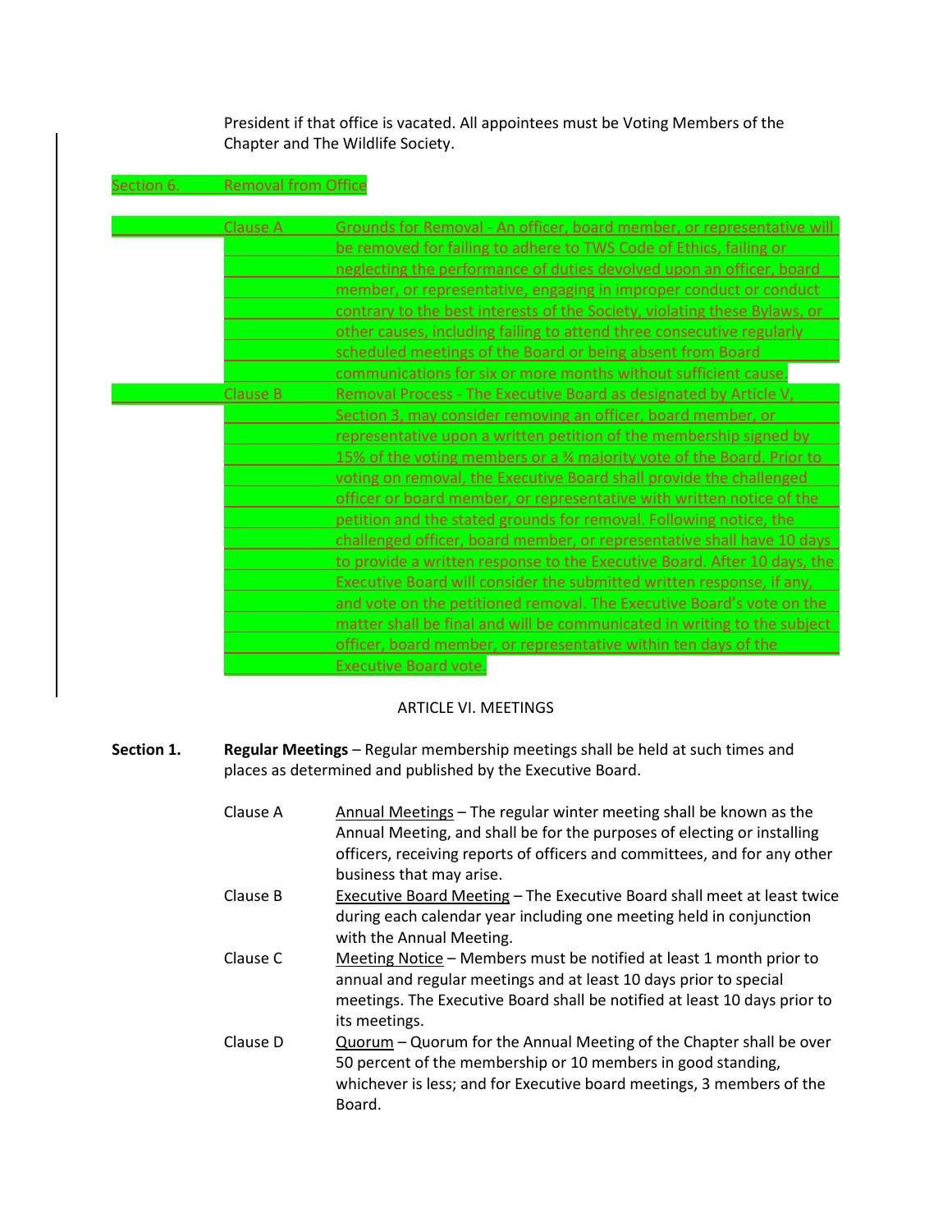President if that office is vacated. All appointees must be Voting Members of the Chapter and The Wildlife Society.

**Section 6.** Removal from Office

Clause A Grounds for Removal - An officer, board member, or representative will be removed for failing to adhere to TWS Code of Ethics, failing or neglecting the performance of duties devolved upon an officer, board member, or representative, engaging in improper conduct or conduct contrary to the best interests of the Society, violating these Bylaws, or other causes, including failing to attend three consecutive regularly scheduled meetings of the Board or being absent from Board communications for six or more months without sufficient cause.

Clause B Removal Process - The Executive Board as designated by Article V, Section 3, may consider removing an officer, board member, or representative upon a written petition of the membership signed by 15% of the voting members or a ¾ majority vote of the Board. Prior to voting on removal, the Executive Board shall provide the challenged officer or board member, or representative with written notice of the petition and the stated grounds for removal. Following notice, the challenged officer, board member, or representative shall have 10 days to provide a written response to the Executive Board. After 10 days, the Executive Board will consider the submitted written response, if any, and vote on the petitioned removal. The Executive Board's vote on the matter shall be final and will be communicated in writing to the subject officer, board member, or representative within ten days of the Executive Board vote.

## ARTICLE VI. MEETINGS

**Section 1.** **Regular Meetings** – Regular membership meetings shall be held at such times and places as determined and published by the Executive Board.

Clause A <u>Annual Meetings</u> – The regular winter meeting shall be known as the Annual Meeting, and shall be for the purposes of electing or installing officers, receiving reports of officers and committees, and for any other business that may arise.

Clause B <u>Executive Board Meeting</u> – The Executive Board shall meet at least twice during each calendar year including one meeting held in conjunction with the Annual Meeting.

Clause C <u>Meeting Notice</u> – Members must be notified at least 1 month prior to annual and regular meetings and at least 10 days prior to special meetings. The Executive Board shall be notified at least 10 days prior to its meetings.

Clause D <u>Quorum</u> – Quorum for the Annual Meeting of the Chapter shall be over 50 percent of the membership or 10 members in good standing, whichever is less; and for Executive board meetings, 3 members of the Board.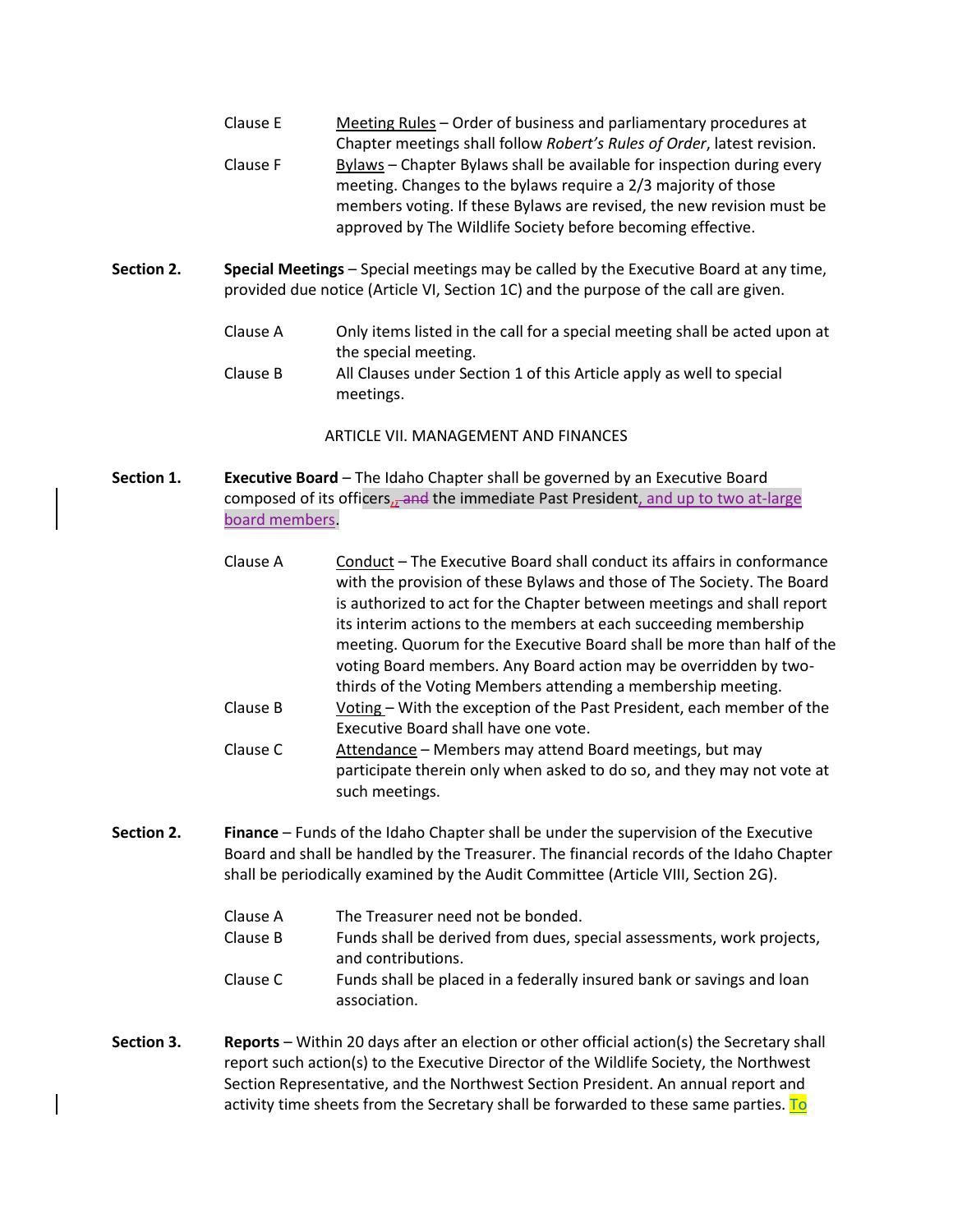Clause E Meeting Rules – Order of business and parliamentary procedures at Chapter meetings shall follow *Robert's Rules of Order*, latest revision.

Clause F Bylaws – Chapter Bylaws shall be available for inspection during every meeting. Changes to the bylaws require a 2/3 majority of those members voting. If these Bylaws are revised, the new revision must be approved by The Wildlife Society before becoming effective.

**Section 2.** **Special Meetings** – Special meetings may be called by the Executive Board at any time, provided due notice (Article VI, Section 1C) and the purpose of the call are given.

Clause A Only items listed in the call for a special meeting shall be acted upon at the special meeting.

Clause B All Clauses under Section 1 of this Article apply as well to special meetings.

## ARTICLE VII. MANAGEMENT AND FINANCES

**Section 1.** **Executive Board** – The Idaho Chapter shall be governed by an Executive Board composed of its officers, ~~and~~ the immediate Past President, and up to two at-large board members.

Clause A Conduct – The Executive Board shall conduct its affairs in conformance with the provision of these Bylaws and those of The Society. The Board is authorized to act for the Chapter between meetings and shall report its interim actions to the members at each succeeding membership meeting. Quorum for the Executive Board shall be more than half of the voting Board members. Any Board action may be overridden by two-thirds of the Voting Members attending a membership meeting.

Clause B Voting – With the exception of the Past President, each member of the Executive Board shall have one vote.

Clause C Attendance – Members may attend Board meetings, but may participate therein only when asked to do so, and they may not vote at such meetings.

**Section 2.** **Finance** – Funds of the Idaho Chapter shall be under the supervision of the Executive Board and shall be handled by the Treasurer. The financial records of the Idaho Chapter shall be periodically examined by the Audit Committee (Article VIII, Section 2G).

Clause A The Treasurer need not be bonded.

Clause B Funds shall be derived from dues, special assessments, work projects, and contributions.

Clause C Funds shall be placed in a federally insured bank or savings and loan association.

**Section 3.** **Reports** – Within 20 days after an election or other official action(s) the Secretary shall report such action(s) to the Executive Director of the Wildlife Society, the Northwest Section Representative, and the Northwest Section President. An annual report and activity time sheets from the Secretary shall be forwarded to these same parties. To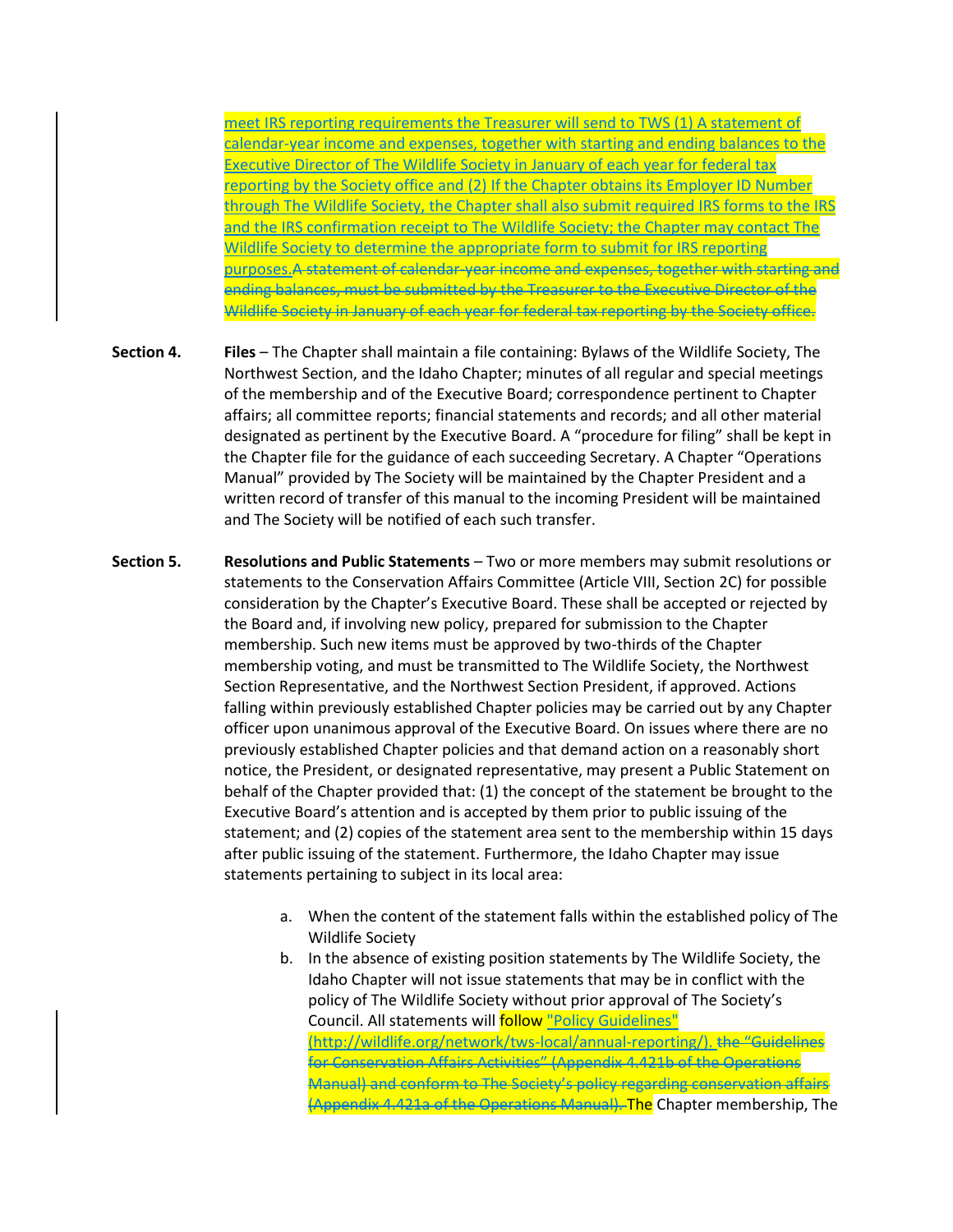meet IRS reporting requirements the Treasurer will send to TWS (1) A statement of calendar-year income and expenses, together with starting and ending balances to the Executive Director of The Wildlife Society in January of each year for federal tax reporting by the Society office and (2) If the Chapter obtains its Employer ID Number through The Wildlife Society, the Chapter shall also submit required IRS forms to the IRS and the IRS confirmation receipt to The Wildlife Society; the Chapter may contact The Wildlife Society to determine the appropriate form to submit for IRS reporting purposes.~~A statement of calendar-year income and expenses, together with starting and ending balances, must be submitted by the Treasurer to the Executive Director of the Wildlife Society in January of each year for federal tax reporting by the Society office.~~

**Section 4.** **Files** – The Chapter shall maintain a file containing: Bylaws of the Wildlife Society, The Northwest Section, and the Idaho Chapter; minutes of all regular and special meetings of the membership and of the Executive Board; correspondence pertinent to Chapter affairs; all committee reports; financial statements and records; and all other material designated as pertinent by the Executive Board. A "procedure for filing" shall be kept in the Chapter file for the guidance of each succeeding Secretary. A Chapter "Operations Manual" provided by The Society will be maintained by the Chapter President and a written record of transfer of this manual to the incoming President will be maintained and The Society will be notified of each such transfer.

**Section 5.** **Resolutions and Public Statements** – Two or more members may submit resolutions or statements to the Conservation Affairs Committee (Article VIII, Section 2C) for possible consideration by the Chapter's Executive Board. These shall be accepted or rejected by the Board and, if involving new policy, prepared for submission to the Chapter membership. Such new items must be approved by two-thirds of the Chapter membership voting, and must be transmitted to The Wildlife Society, the Northwest Section Representative, and the Northwest Section President, if approved. Actions falling within previously established Chapter policies may be carried out by any Chapter officer upon unanimous approval of the Executive Board. On issues where there are no previously established Chapter policies and that demand action on a reasonably short notice, the President, or designated representative, may present a Public Statement on behalf of the Chapter provided that: (1) the concept of the statement be brought to the Executive Board's attention and is accepted by them prior to public issuing of the statement; and (2) copies of the statement area sent to the membership within 15 days after public issuing of the statement. Furthermore, the Idaho Chapter may issue statements pertaining to subject in its local area:

a. When the content of the statement falls within the established policy of The Wildlife Society
b. In the absence of existing position statements by The Wildlife Society, the Idaho Chapter will not issue statements that may be in conflict with the policy of The Wildlife Society without prior approval of The Society's Council. All statements will follow "Policy Guidelines" (http://wildlife.org/network/tws-local/annual-reporting/). ~~the "Guidelines for Conservation Affairs Activities" (Appendix 4.421b of the Operations Manual) and conform to The Society's policy regarding conservation affairs (Appendix 4.421a of the Operations Manual).~~ The Chapter membership, The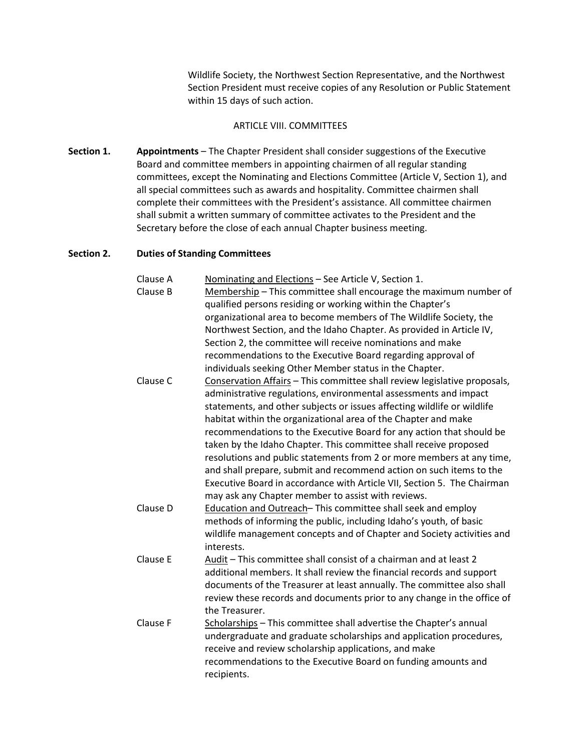Wildlife Society, the Northwest Section Representative, and the Northwest Section President must receive copies of any Resolution or Public Statement within 15 days of such action.

## ARTICLE VIII. COMMITTEES

**Section 1.** **Appointments** – The Chapter President shall consider suggestions of the Executive Board and committee members in appointing chairmen of all regular standing committees, except the Nominating and Elections Committee (Article V, Section 1), and all special committees such as awards and hospitality. Committee chairmen shall complete their committees with the President's assistance. All committee chairmen shall submit a written summary of committee activates to the President and the Secretary before the close of each annual Chapter business meeting.

**Section 2.** **Duties of Standing Committees**

Clause A Nominating and Elections – See Article V, Section 1.

Clause B Membership – This committee shall encourage the maximum number of qualified persons residing or working within the Chapter's organizational area to become members of The Wildlife Society, the Northwest Section, and the Idaho Chapter. As provided in Article IV, Section 2, the committee will receive nominations and make recommendations to the Executive Board regarding approval of individuals seeking Other Member status in the Chapter.

Clause C Conservation Affairs – This committee shall review legislative proposals, administrative regulations, environmental assessments and impact statements, and other subjects or issues affecting wildlife or wildlife habitat within the organizational area of the Chapter and make recommendations to the Executive Board for any action that should be taken by the Idaho Chapter. This committee shall receive proposed resolutions and public statements from 2 or more members at any time, and shall prepare, submit and recommend action on such items to the Executive Board in accordance with Article VII, Section 5. The Chairman may ask any Chapter member to assist with reviews.

Clause D Education and Outreach– This committee shall seek and employ methods of informing the public, including Idaho's youth, of basic wildlife management concepts and of Chapter and Society activities and interests.

Clause E Audit – This committee shall consist of a chairman and at least 2 additional members. It shall review the financial records and support documents of the Treasurer at least annually. The committee also shall review these records and documents prior to any change in the office of the Treasurer.

Clause F Scholarships – This committee shall advertise the Chapter's annual undergraduate and graduate scholarships and application procedures, receive and review scholarship applications, and make recommendations to the Executive Board on funding amounts and recipients.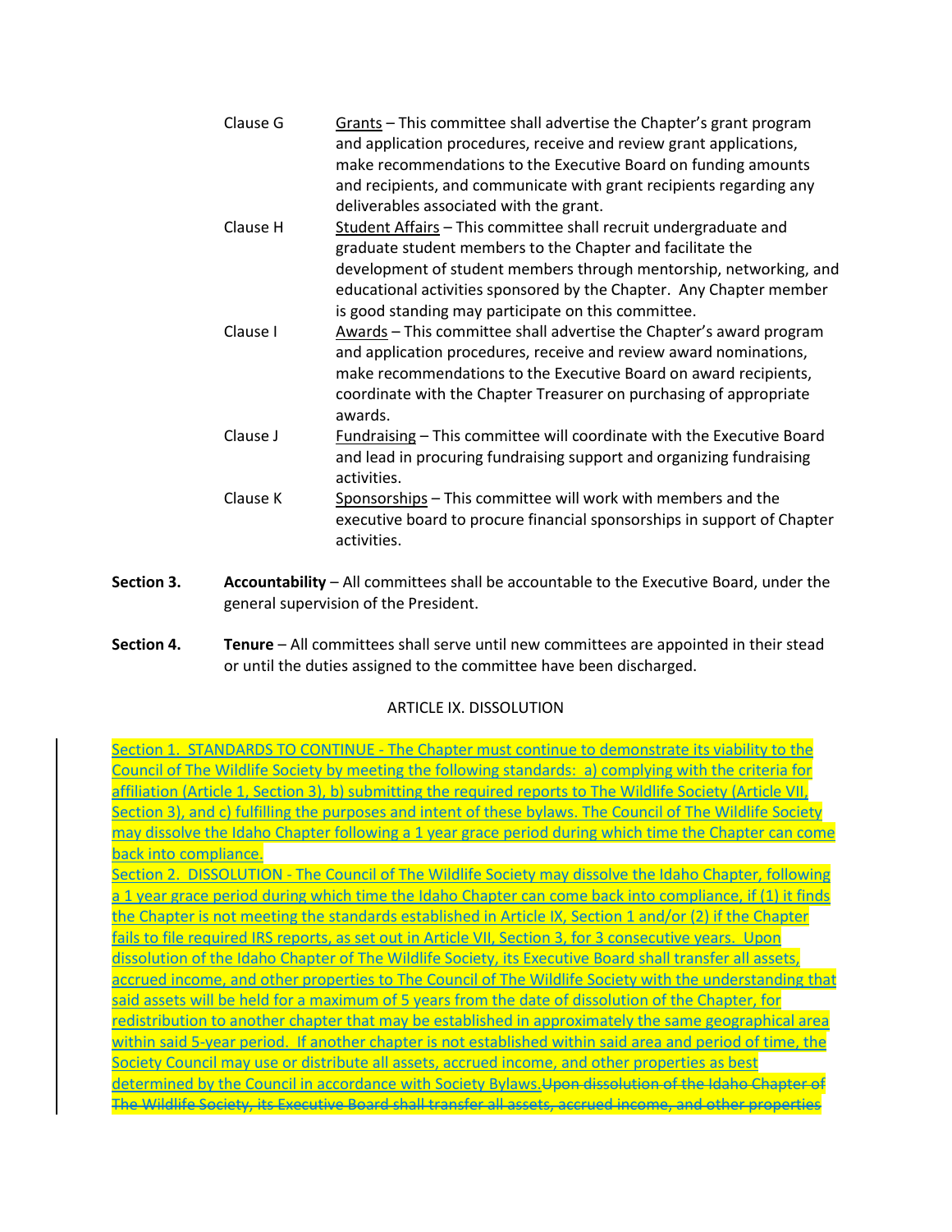Clause G — Grants – This committee shall advertise the Chapter's grant program and application procedures, receive and review grant applications, make recommendations to the Executive Board on funding amounts and recipients, and communicate with grant recipients regarding any deliverables associated with the grant.

Clause H — Student Affairs – This committee shall recruit undergraduate and graduate student members to the Chapter and facilitate the development of student members through mentorship, networking, and educational activities sponsored by the Chapter. Any Chapter member is good standing may participate on this committee.

Clause I — Awards – This committee shall advertise the Chapter's award program and application procedures, receive and review award nominations, make recommendations to the Executive Board on award recipients, coordinate with the Chapter Treasurer on purchasing of appropriate awards.

Clause J — Fundraising – This committee will coordinate with the Executive Board and lead in procuring fundraising support and organizing fundraising activities.

Clause K — Sponsorships – This committee will work with members and the executive board to procure financial sponsorships in support of Chapter activities.

**Section 3.** **Accountability** – All committees shall be accountable to the Executive Board, under the general supervision of the President.

**Section 4.** **Tenure** – All committees shall serve until new committees are appointed in their stead or until the duties assigned to the committee have been discharged.

## ARTICLE IX. DISSOLUTION

Section 1. STANDARDS TO CONTINUE - The Chapter must continue to demonstrate its viability to the Council of The Wildlife Society by meeting the following standards: a) complying with the criteria for affiliation (Article 1, Section 3), b) submitting the required reports to The Wildlife Society (Article VII, Section 3), and c) fulfilling the purposes and intent of these bylaws. The Council of The Wildlife Society may dissolve the Idaho Chapter following a 1 year grace period during which time the Chapter can come back into compliance.

Section 2. DISSOLUTION - The Council of The Wildlife Society may dissolve the Idaho Chapter, following a 1 year grace period during which time the Idaho Chapter can come back into compliance, if (1) it finds the Chapter is not meeting the standards established in Article IX, Section 1 and/or (2) if the Chapter fails to file required IRS reports, as set out in Article VII, Section 3, for 3 consecutive years. Upon dissolution of the Idaho Chapter of The Wildlife Society, its Executive Board shall transfer all assets, accrued income, and other properties to The Council of The Wildlife Society with the understanding that said assets will be held for a maximum of 5 years from the date of dissolution of the Chapter, for redistribution to another chapter that may be established in approximately the same geographical area within said 5-year period. If another chapter is not established within said area and period of time, the Society Council may use or distribute all assets, accrued income, and other properties as best determined by the Council in accordance with Society Bylaws.~~Upon dissolution of the Idaho Chapter of The Wildlife Society, its Executive Board shall transfer all assets, accrued income, and other properties~~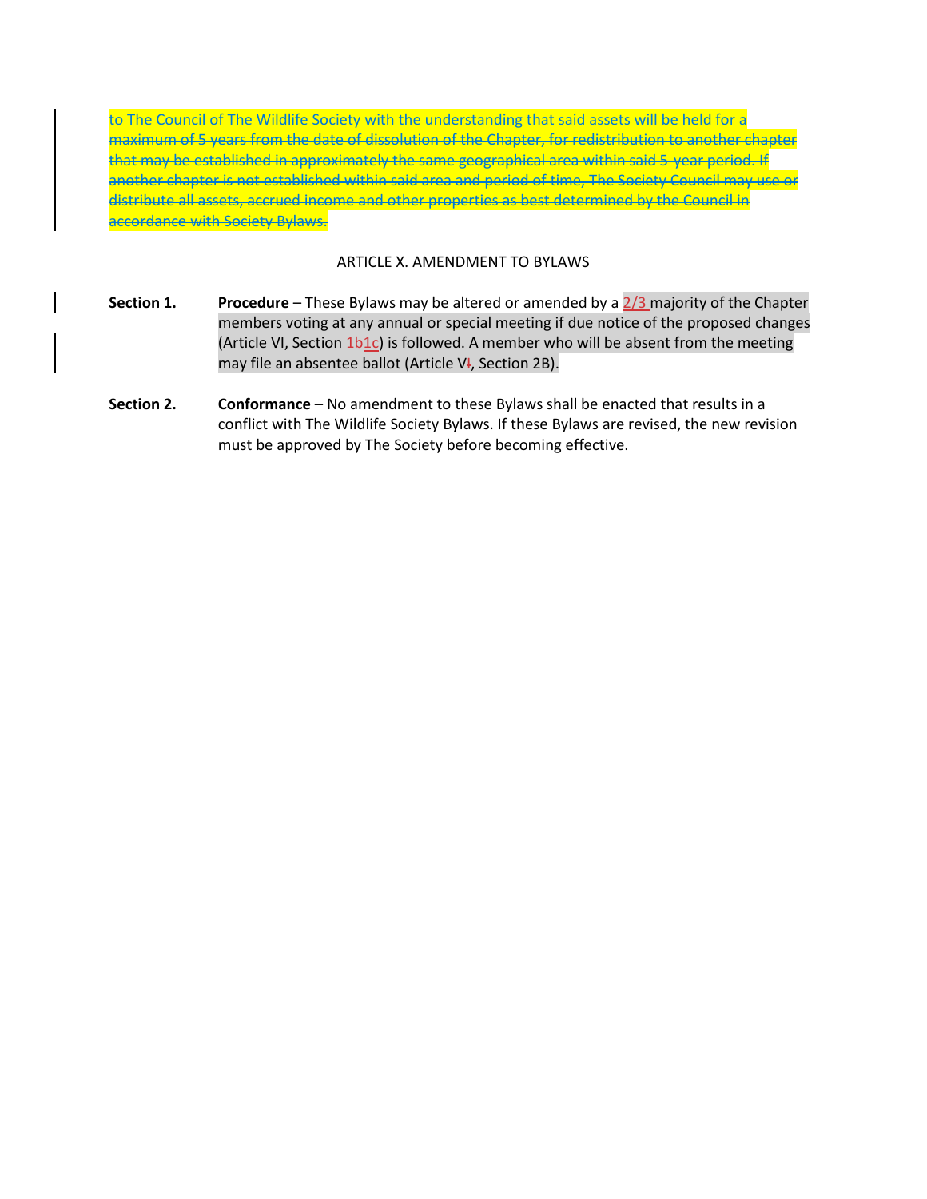~~to The Council of The Wildlife Society with the understanding that said assets will be held for a maximum of 5 years from the date of dissolution of the Chapter, for redistribution to another chapter that may be established in approximately the same geographical area within said 5-year period. If another chapter is not established within said area and period of time, The Society Council may use or distribute all assets, accrued income and other properties as best determined by the Council in accordance with Society Bylaws.~~

ARTICLE X. AMENDMENT TO BYLAWS

**Section 1.** **Procedure** – These Bylaws may be altered or amended by a 2/3 majority of the Chapter members voting at any annual or special meeting if due notice of the proposed changes (Article VI, Section ~~1b~~1c) is followed. A member who will be absent from the meeting may file an absentee ballot (Article V~~I~~, Section 2B).

**Section 2.** **Conformance** – No amendment to these Bylaws shall be enacted that results in a conflict with The Wildlife Society Bylaws. If these Bylaws are revised, the new revision must be approved by The Society before becoming effective.